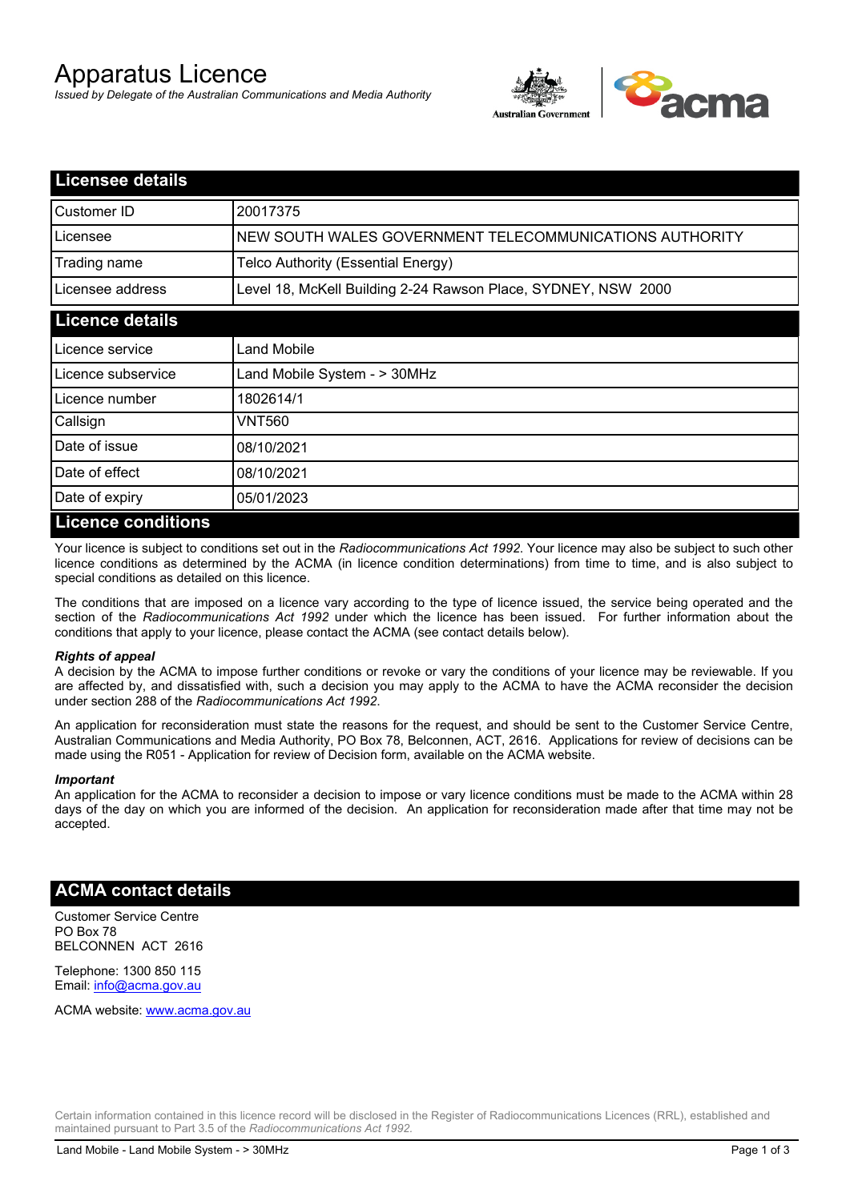# Apparatus Licence

*Issued by Delegate of the Australian Communications and Media Authority*

## Licensee details

| | |
|---|---|
| Customer ID | 20017375 |
| Licensee | NEW SOUTH WALES GOVERNMENT TELECOMMUNICATIONS AUTHORITY |
| Trading name | Telco Authority (Essential Energy) |
| Licensee address | Level 18, McKell Building 2-24 Rawson Place, SYDNEY, NSW 2000 |

## Licence details

| | |
|---|---|
| Licence service | Land Mobile |
| Licence subservice | Land Mobile System - > 30MHz |
| Licence number | 1802614/1 |
| Callsign | VNT560 |
| Date of issue | 08/10/2021 |
| Date of effect | 08/10/2021 |
| Date of expiry | 05/01/2023 |

## Licence conditions

Your licence is subject to conditions set out in the *Radiocommunications Act 1992*. Your licence may also be subject to such other licence conditions as determined by the ACMA (in licence condition determinations) from time to time, and is also subject to special conditions as detailed on this licence.

The conditions that are imposed on a licence vary according to the type of licence issued, the service being operated and the section of the *Radiocommunications Act 1992* under which the licence has been issued. For further information about the conditions that apply to your licence, please contact the ACMA (see contact details below).

***Rights of appeal***

A decision by the ACMA to impose further conditions or revoke or vary the conditions of your licence may be reviewable. If you are affected by, and dissatisfied with, such a decision you may apply to the ACMA to have the ACMA reconsider the decision under section 288 of the *Radiocommunications Act 1992*.

An application for reconsideration must state the reasons for the request, and should be sent to the Customer Service Centre, Australian Communications and Media Authority, PO Box 78, Belconnen, ACT, 2616. Applications for review of decisions can be made using the R051 - Application for review of Decision form, available on the ACMA website.

***Important***

An application for the ACMA to reconsider a decision to impose or vary licence conditions must be made to the ACMA within 28 days of the day on which you are informed of the decision. An application for reconsideration made after that time may not be accepted.

## ACMA contact details

Customer Service Centre
PO Box 78
BELCONNEN ACT 2616

Telephone: 1300 850 115
Email: info@acma.gov.au

ACMA website: www.acma.gov.au

Certain information contained in this licence record will be disclosed in the Register of Radiocommunications Licences (RRL), established and maintained pursuant to Part 3.5 of the *Radiocommunications Act 1992.*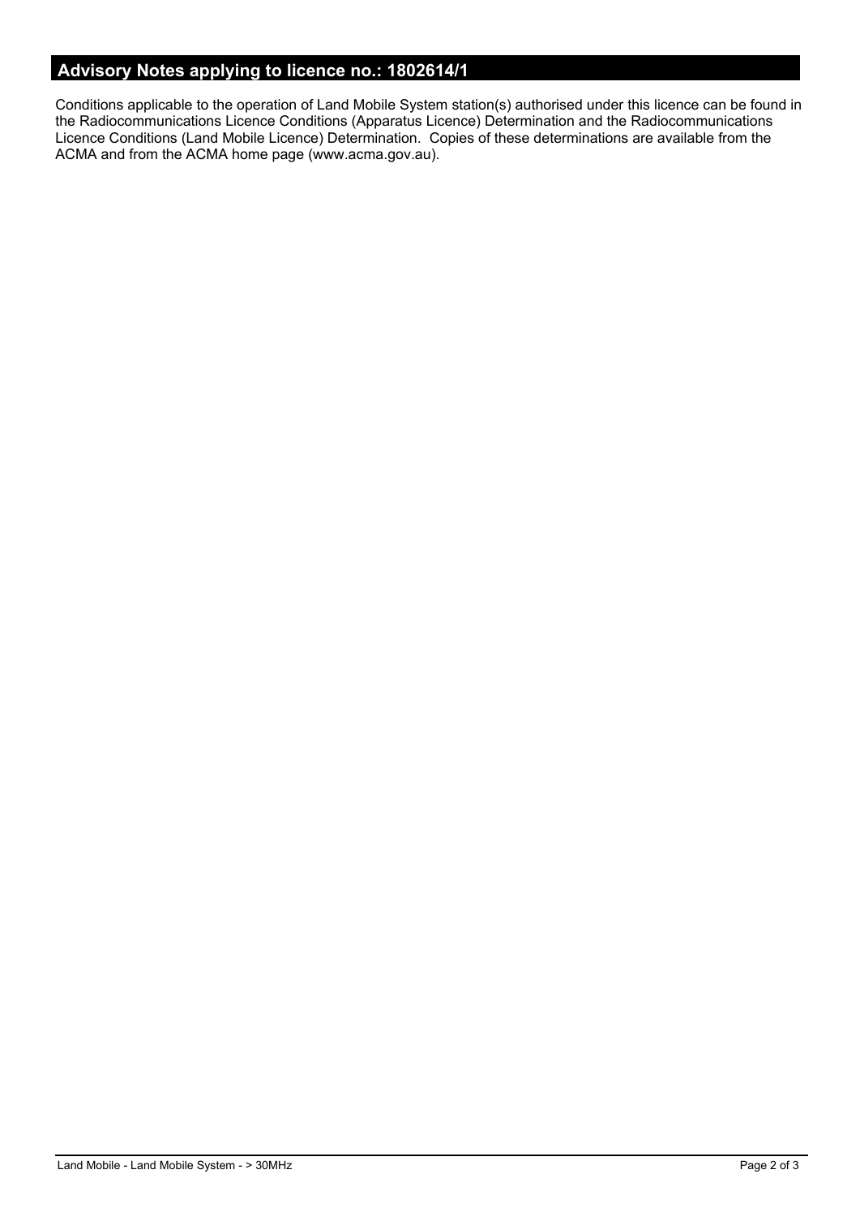## Advisory Notes applying to licence no.: 1802614/1

Conditions applicable to the operation of Land Mobile System station(s) authorised under this licence can be found in the Radiocommunications Licence Conditions (Apparatus Licence) Determination and the Radiocommunications Licence Conditions (Land Mobile Licence) Determination.  Copies of these determinations are available from the ACMA and from the ACMA home page (www.acma.gov.au).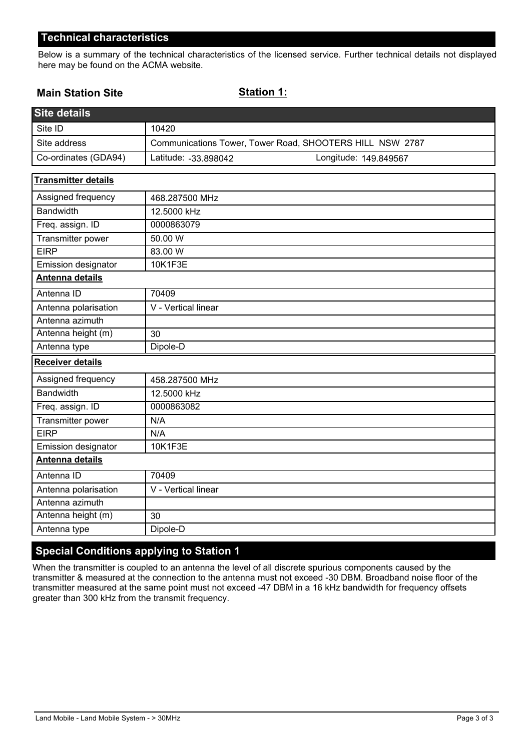## Technical characteristics

Below is a summary of the technical characteristics of the licensed service. Further technical details not displayed here may be found on the ACMA website.

**Main Station Site** **Station 1:**

| Site details | |
|---|---|
| Site ID | 10420 |
| Site address | Communications Tower, Tower Road, SHOOTERS HILL NSW 2787 |
| Co-ordinates (GDA94) | Latitude: -33.898042 Longitude: 149.849567 |

| Transmitter details | |
|---|---|
| Assigned frequency | 468.287500 MHz |
| Bandwidth | 12.5000 kHz |
| Freq. assign. ID | 0000863079 |
| Transmitter power | 50.00 W |
| EIRP | 83.00 W |
| Emission designator | 10K1F3E |
| **Antenna details** | |
| Antenna ID | 70409 |
| Antenna polarisation | V - Vertical linear |
| Antenna azimuth | |
| Antenna height (m) | 30 |
| Antenna type | Dipole-D |

| Receiver details | |
|---|---|
| Assigned frequency | 458.287500 MHz |
| Bandwidth | 12.5000 kHz |
| Freq. assign. ID | 0000863082 |
| Transmitter power | N/A |
| EIRP | N/A |
| Emission designator | 10K1F3E |
| **Antenna details** | |
| Antenna ID | 70409 |
| Antenna polarisation | V - Vertical linear |
| Antenna azimuth | |
| Antenna height (m) | 30 |
| Antenna type | Dipole-D |

## Special Conditions applying to Station 1

When the transmitter is coupled to an antenna the level of all discrete spurious components caused by the transmitter & measured at the connection to the antenna must not exceed -30 DBM. Broadband noise floor of the transmitter measured at the same point must not exceed -47 DBM in a 16 kHz bandwidth for frequency offsets greater than 300 kHz from the transmit frequency.